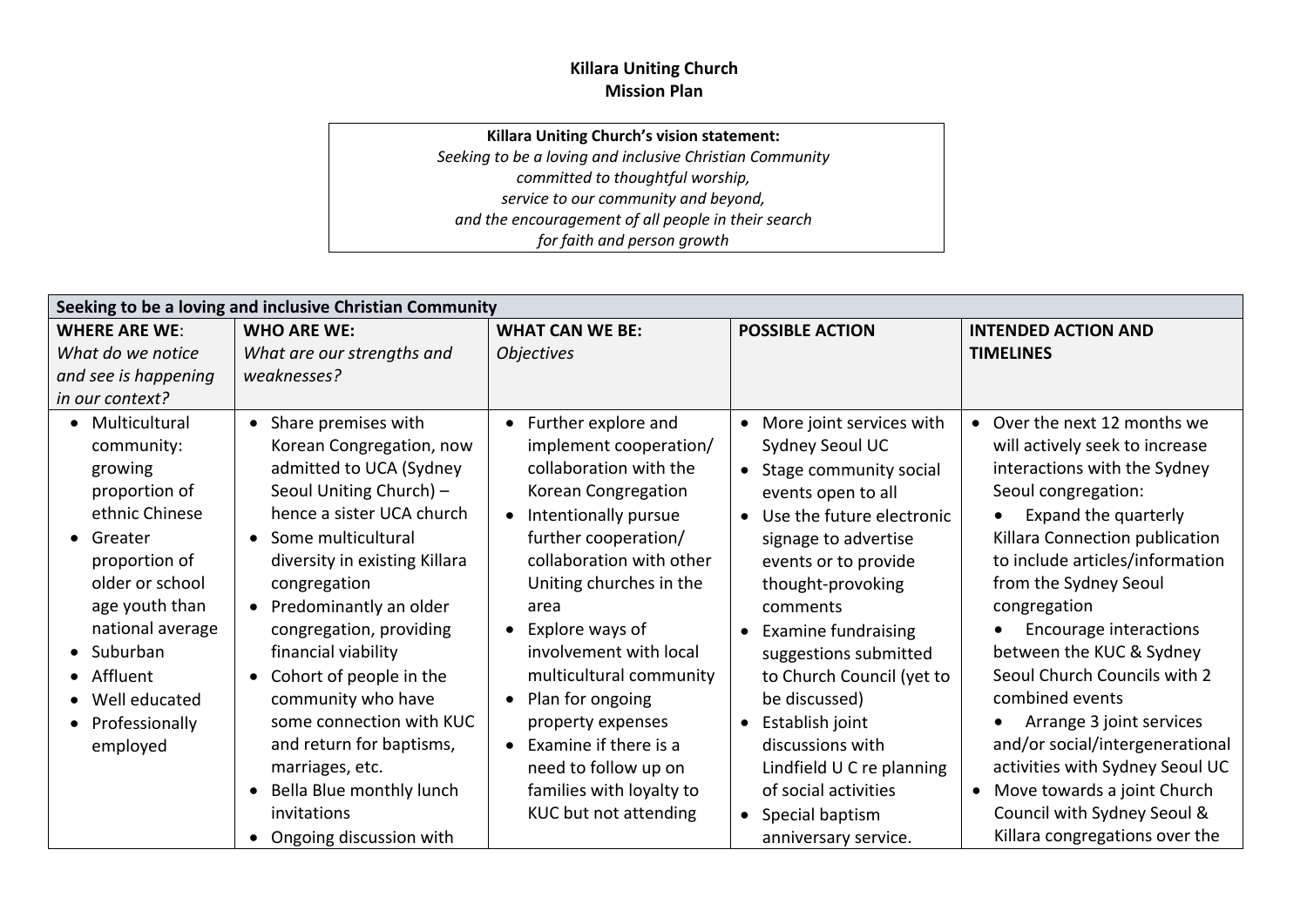# Killara Uniting Church
## Mission Plan

**Killara Uniting Church's vision statement:**
*Seeking to be a loving and inclusive Christian Community committed to thoughtful worship, service to our community and beyond, and the encouragement of all people in their search for faith and person growth*

| **Seeking to be a loving and inclusive Christian Community** | | | | |
|---|---|---|---|---|
| **WHERE ARE WE**: *What do we notice and see is happening in our context?* | **WHO ARE WE:** *What are our strengths and weaknesses?* | **WHAT CAN WE BE:** *Objectives* | **POSSIBLE ACTION** | **INTENDED ACTION AND TIMELINES** |
| • Multicultural community: growing proportion of ethnic Chinese<br>• Greater proportion of older or school age youth than national average<br>• Suburban<br>• Affluent<br>• Well educated<br>• Professionally employed | • Share premises with Korean Congregation, now admitted to UCA (Sydney Seoul Uniting Church) – hence a sister UCA church<br>• Some multicultural diversity in existing Killara congregation<br>• Predominantly an older congregation, providing financial viability<br>• Cohort of people in the community who have some connection with KUC and return for baptisms, marriages, etc.<br>• Bella Blue monthly lunch invitations<br>• Ongoing discussion with | • Further explore and implement cooperation/ collaboration with the Korean Congregation<br>• Intentionally pursue further cooperation/ collaboration with other Uniting churches in the area<br>• Explore ways of involvement with local multicultural community<br>• Plan for ongoing property expenses<br>• Examine if there is a need to follow up on families with loyalty to KUC but not attending | • More joint services with Sydney Seoul UC<br>• Stage community social events open to all<br>• Use the future electronic signage to advertise events or to provide thought-provoking comments<br>• Examine fundraising suggestions submitted to Church Council (yet to be discussed)<br>• Establish joint discussions with Lindfield U C re planning of social activities<br>• Special baptism anniversary service. | • Over the next 12 months we will actively seek to increase interactions with the Sydney Seoul congregation:<br>• Expand the quarterly Killara Connection publication to include articles/information from the Sydney Seoul congregation<br>• Encourage interactions between the KUC & Sydney Seoul Church Councils with 2 combined events<br>• Arrange 3 joint services and/or social/intergenerational activities with Sydney Seoul UC<br>• Move towards a joint Church Council with Sydney Seoul & Killara congregations over the |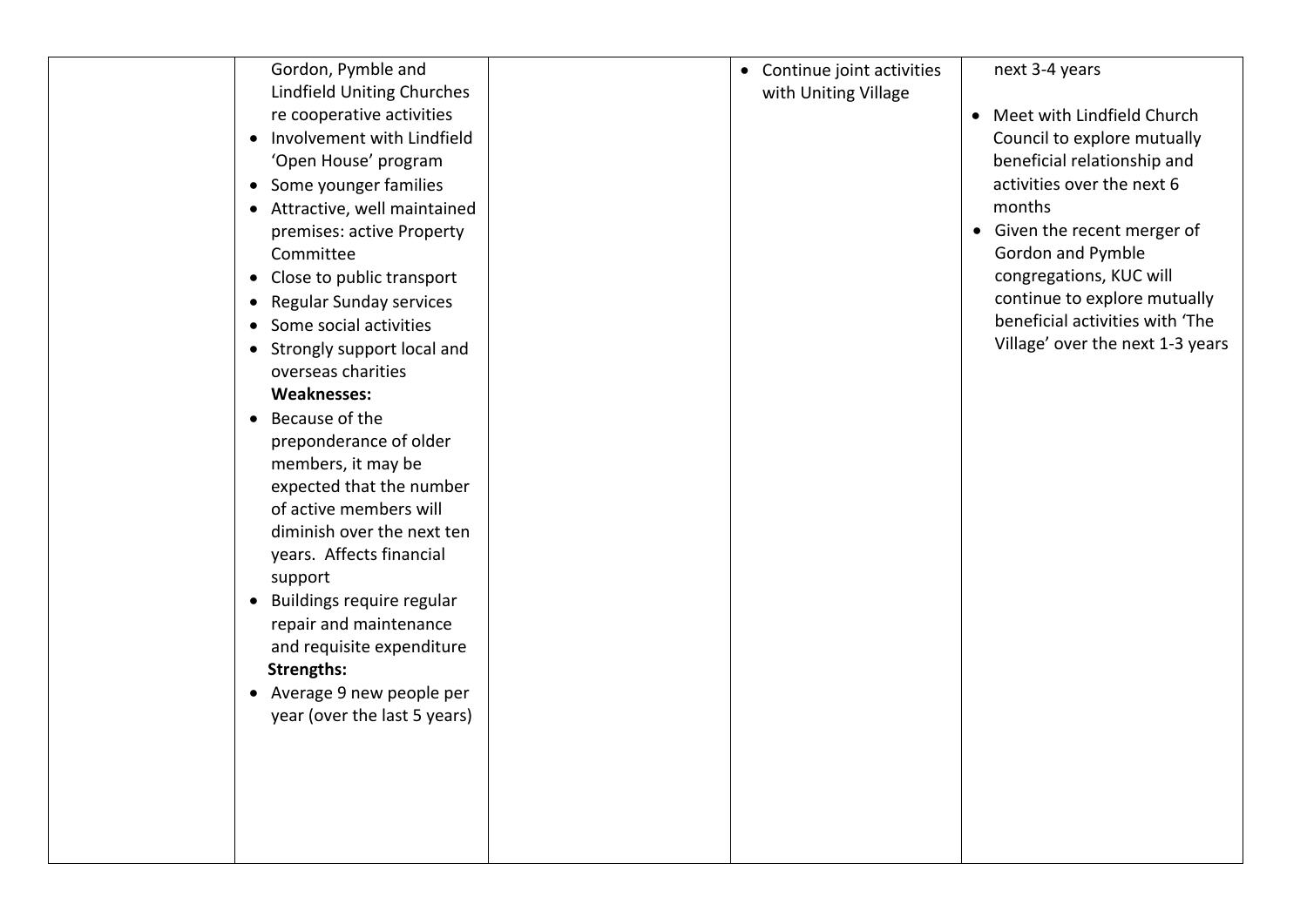| | | | | |
|---|---|---|---|---|
| | Gordon, Pymble and Lindfield Uniting Churches re cooperative activities<br>• Involvement with Lindfield 'Open House' program<br>• Some younger families<br>• Attractive, well maintained premises: active Property Committee<br>• Close to public transport<br>• Regular Sunday services<br>• Some social activities<br>• Strongly support local and overseas charities<br>**Weaknesses:**<br>• Because of the preponderance of older members, it may be expected that the number of active members will diminish over the next ten years. Affects financial support<br>• Buildings require regular repair and maintenance and requisite expenditure<br>**Strengths:**<br>• Average 9 new people per year (over the last 5 years) | | • Continue joint activities with Uniting Village | next 3-4 years<br><br>• Meet with Lindfield Church Council to explore mutually beneficial relationship and activities over the next 6 months<br>• Given the recent merger of Gordon and Pymble congregations, KUC will continue to explore mutually beneficial activities with 'The Village' over the next 1-3 years |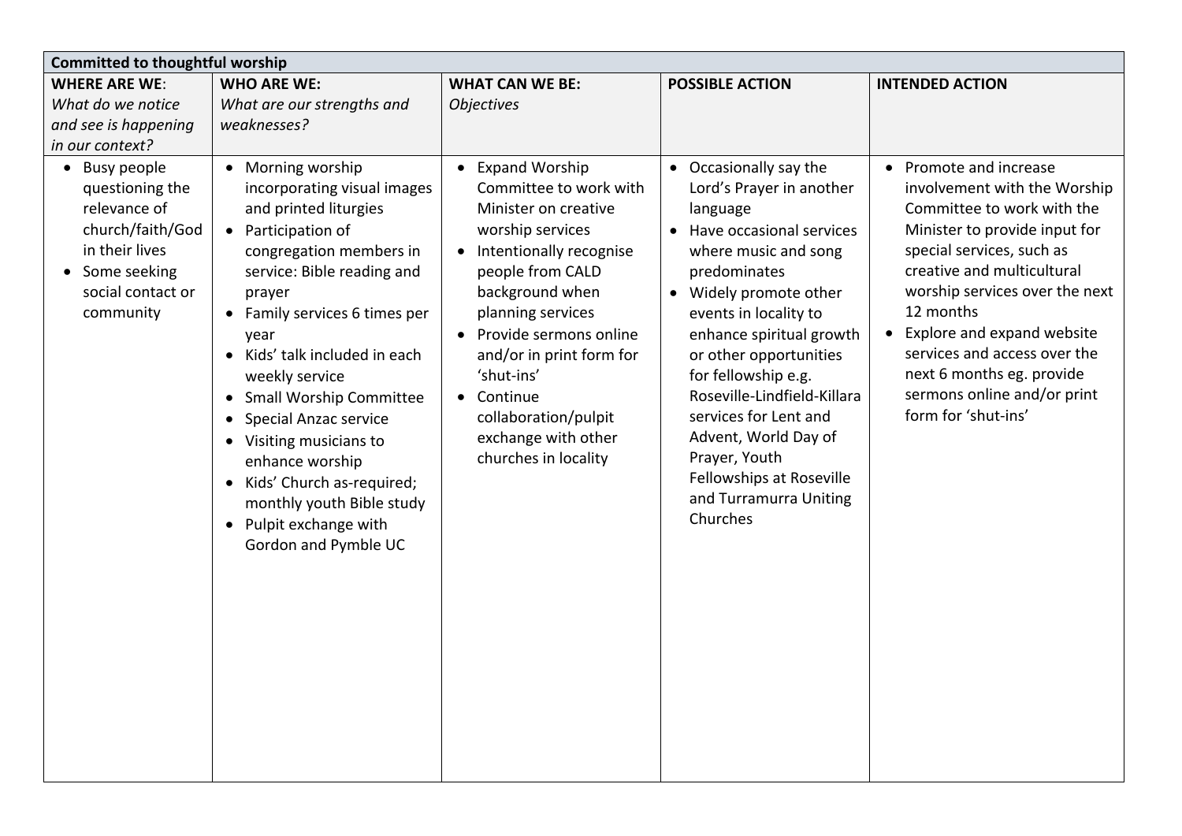| Committed to thoughtful worship | | | | |
|---|---|---|---|---|
| **WHERE ARE WE**: *What do we notice and see is happening in our context?* | **WHO ARE WE:** *What are our strengths and weaknesses?* | **WHAT CAN WE BE:** *Objectives* | **POSSIBLE ACTION** | **INTENDED ACTION** |
| • Busy people questioning the relevance of church/faith/God in their lives<br>• Some seeking social contact or community | • Morning worship incorporating visual images and printed liturgies<br>• Participation of congregation members in service: Bible reading and prayer<br>• Family services 6 times per year<br>• Kids' talk included in each weekly service<br>• Small Worship Committee<br>• Special Anzac service<br>• Visiting musicians to enhance worship<br>• Kids' Church as-required; monthly youth Bible study<br>• Pulpit exchange with Gordon and Pymble UC | • Expand Worship Committee to work with Minister on creative worship services<br>• Intentionally recognise people from CALD background when planning services<br>• Provide sermons online and/or in print form for 'shut-ins'<br>• Continue collaboration/pulpit exchange with other churches in locality | • Occasionally say the Lord's Prayer in another language<br>• Have occasional services where music and song predominates<br>• Widely promote other events in locality to enhance spiritual growth or other opportunities for fellowship e.g. Roseville-Lindfield-Killara services for Lent and Advent, World Day of Prayer, Youth Fellowships at Roseville and Turramurra Uniting Churches | • Promote and increase involvement with the Worship Committee to work with the Minister to provide input for special services, such as creative and multicultural worship services over the next 12 months<br>• Explore and expand website services and access over the next 6 months eg. provide sermons online and/or print form for 'shut-ins' |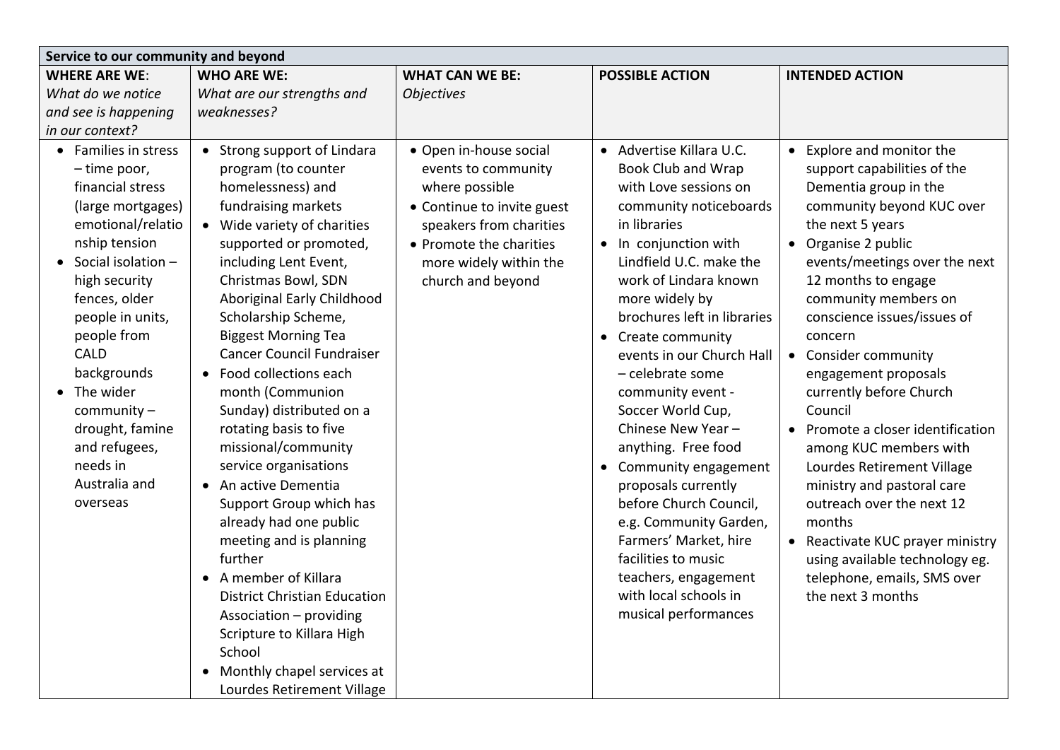| Service to our community and beyond | | | | |
|---|---|---|---|---|
| **WHERE ARE WE**: *What do we notice and see is happening in our context?* | **WHO ARE WE:** *What are our strengths and weaknesses?* | **WHAT CAN WE BE:** *Objectives* | **POSSIBLE ACTION** | **INTENDED ACTION** |
| • Families in stress – time poor, financial stress (large mortgages) emotional/relationship tension<br>• Social isolation – high security fences, older people in units, people from CALD backgrounds<br>• The wider community – drought, famine and refugees, needs in Australia and overseas | • Strong support of Lindara program (to counter homelessness) and fundraising markets<br>• Wide variety of charities supported or promoted, including Lent Event, Christmas Bowl, SDN Aboriginal Early Childhood Scholarship Scheme, Biggest Morning Tea Cancer Council Fundraiser<br>• Food collections each month (Communion Sunday) distributed on a rotating basis to five missional/community service organisations<br>• An active Dementia Support Group which has already had one public meeting and is planning further<br>• A member of Killara District Christian Education Association – providing Scripture to Killara High School<br>• Monthly chapel services at Lourdes Retirement Village | • Open in-house social events to community where possible<br>• Continue to invite guest speakers from charities<br>• Promote the charities more widely within the church and beyond | • Advertise Killara U.C. Book Club and Wrap with Love sessions on community noticeboards in libraries<br>• In conjunction with Lindfield U.C. make the work of Lindara known more widely by brochures left in libraries<br>• Create community events in our Church Hall – celebrate some community event - Soccer World Cup, Chinese New Year – anything. Free food<br>• Community engagement proposals currently before Church Council, e.g. Community Garden, Farmers' Market, hire facilities to music teachers, engagement with local schools in musical performances | • Explore and monitor the support capabilities of the Dementia group in the community beyond KUC over the next 5 years<br>• Organise 2 public events/meetings over the next 12 months to engage community members on conscience issues/issues of concern<br>• Consider community engagement proposals currently before Church Council<br>• Promote a closer identification among KUC members with Lourdes Retirement Village ministry and pastoral care outreach over the next 12 months<br>• Reactivate KUC prayer ministry using available technology eg. telephone, emails, SMS over the next 3 months |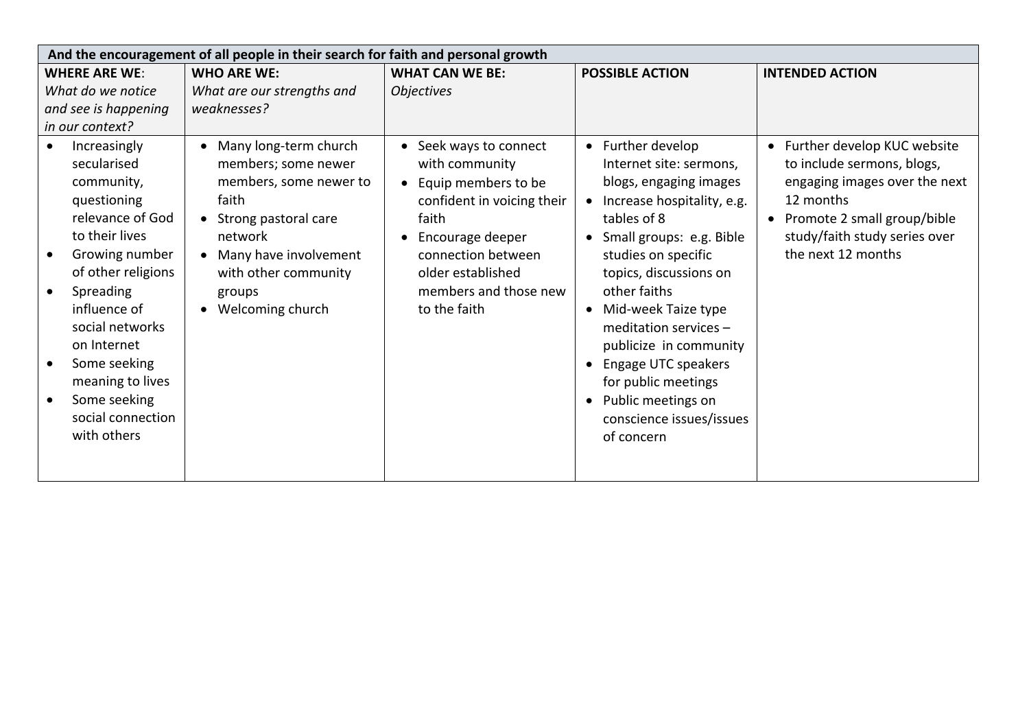| And the encouragement of all people in their search for faith and personal growth | | | | |
|---|---|---|---|---|
| **WHERE ARE WE**: *What do we notice and see is happening in our context?* | **WHO ARE WE:** *What are our strengths and weaknesses?* | **WHAT CAN WE BE:** *Objectives* | **POSSIBLE ACTION** | **INTENDED ACTION** |
| • Increasingly secularised community, questioning relevance of God to their lives<br>• Growing number of other religions<br>• Spreading influence of social networks on Internet<br>• Some seeking meaning to lives<br>• Some seeking social connection with others | • Many long-term church members; some newer members, some newer to faith<br>• Strong pastoral care network<br>• Many have involvement with other community groups<br>• Welcoming church | • Seek ways to connect with community<br>• Equip members to be confident in voicing their faith<br>• Encourage deeper connection between older established members and those new to the faith | • Further develop Internet site: sermons, blogs, engaging images<br>• Increase hospitality, e.g. tables of 8<br>• Small groups: e.g. Bible studies on specific topics, discussions on other faiths<br>• Mid-week Taize type meditation services – publicize in community<br>• Engage UTC speakers for public meetings<br>• Public meetings on conscience issues/issues of concern | • Further develop KUC website to include sermons, blogs, engaging images over the next 12 months<br>• Promote 2 small group/bible study/faith study series over the next 12 months |